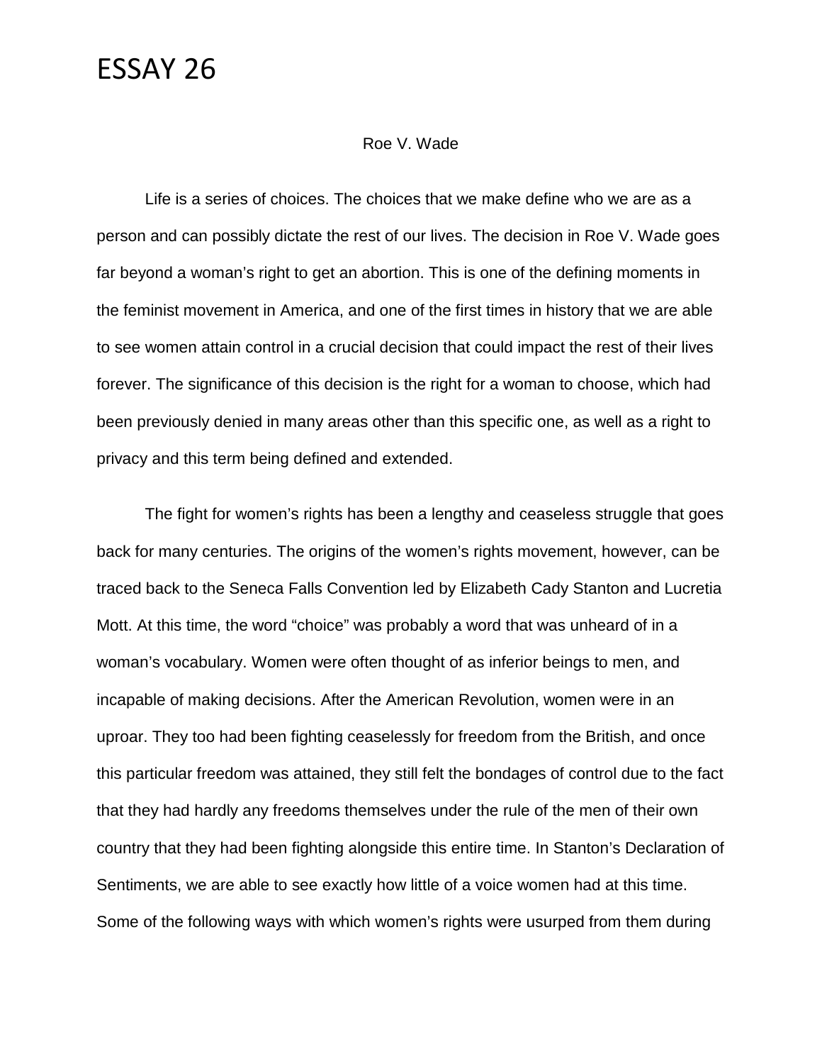# ESSAY 26

Roe V. Wade

Life is a series of choices. The choices that we make define who we are as a person and can possibly dictate the rest of our lives. The decision in Roe V. Wade goes far beyond a woman's right to get an abortion. This is one of the defining moments in the feminist movement in America, and one of the first times in history that we are able to see women attain control in a crucial decision that could impact the rest of their lives forever. The significance of this decision is the right for a woman to choose, which had been previously denied in many areas other than this specific one, as well as a right to privacy and this term being defined and extended.

The fight for women's rights has been a lengthy and ceaseless struggle that goes back for many centuries. The origins of the women's rights movement, however, can be traced back to the Seneca Falls Convention led by Elizabeth Cady Stanton and Lucretia Mott. At this time, the word "choice" was probably a word that was unheard of in a woman's vocabulary. Women were often thought of as inferior beings to men, and incapable of making decisions. After the American Revolution, women were in an uproar. They too had been fighting ceaselessly for freedom from the British, and once this particular freedom was attained, they still felt the bondages of control due to the fact that they had hardly any freedoms themselves under the rule of the men of their own country that they had been fighting alongside this entire time. In Stanton's Declaration of Sentiments, we are able to see exactly how little of a voice women had at this time. Some of the following ways with which women's rights were usurped from them during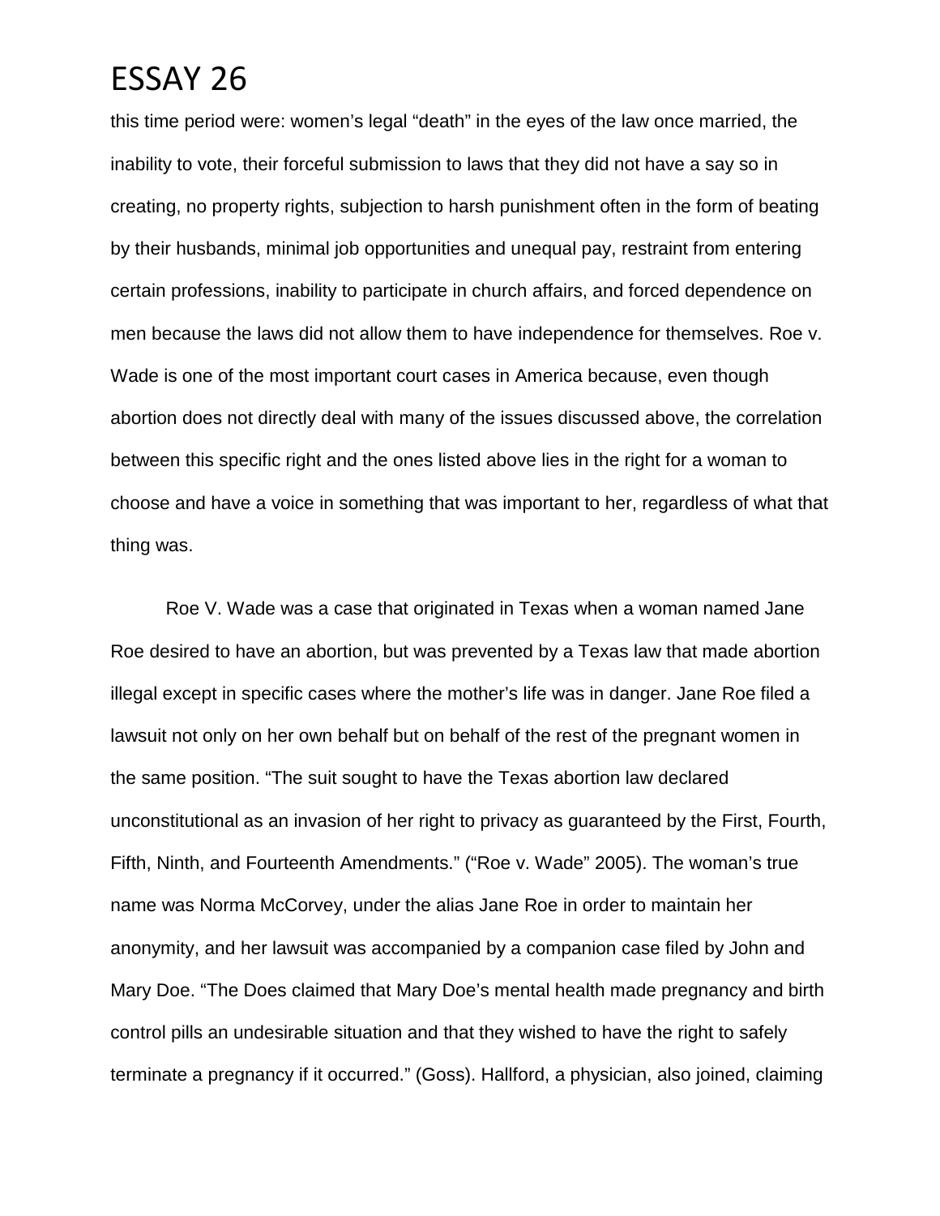this time period were: women's legal "death" in the eyes of the law once married, the inability to vote, their forceful submission to laws that they did not have a say so in creating, no property rights, subjection to harsh punishment often in the form of beating by their husbands, minimal job opportunities and unequal pay, restraint from entering certain professions, inability to participate in church affairs, and forced dependence on men because the laws did not allow them to have independence for themselves. Roe v. Wade is one of the most important court cases in America because, even though abortion does not directly deal with many of the issues discussed above, the correlation between this specific right and the ones listed above lies in the right for a woman to choose and have a voice in something that was important to her, regardless of what that thing was.

Roe V. Wade was a case that originated in Texas when a woman named Jane Roe desired to have an abortion, but was prevented by a Texas law that made abortion illegal except in specific cases where the mother's life was in danger. Jane Roe filed a lawsuit not only on her own behalf but on behalf of the rest of the pregnant women in the same position. "The suit sought to have the Texas abortion law declared unconstitutional as an invasion of her right to privacy as guaranteed by the First, Fourth, Fifth, Ninth, and Fourteenth Amendments." ("Roe v. Wade" 2005). The woman's true name was Norma McCorvey, under the alias Jane Roe in order to maintain her anonymity, and her lawsuit was accompanied by a companion case filed by John and Mary Doe. "The Does claimed that Mary Doe's mental health made pregnancy and birth control pills an undesirable situation and that they wished to have the right to safely terminate a pregnancy if it occurred." (Goss). Hallford, a physician, also joined, claiming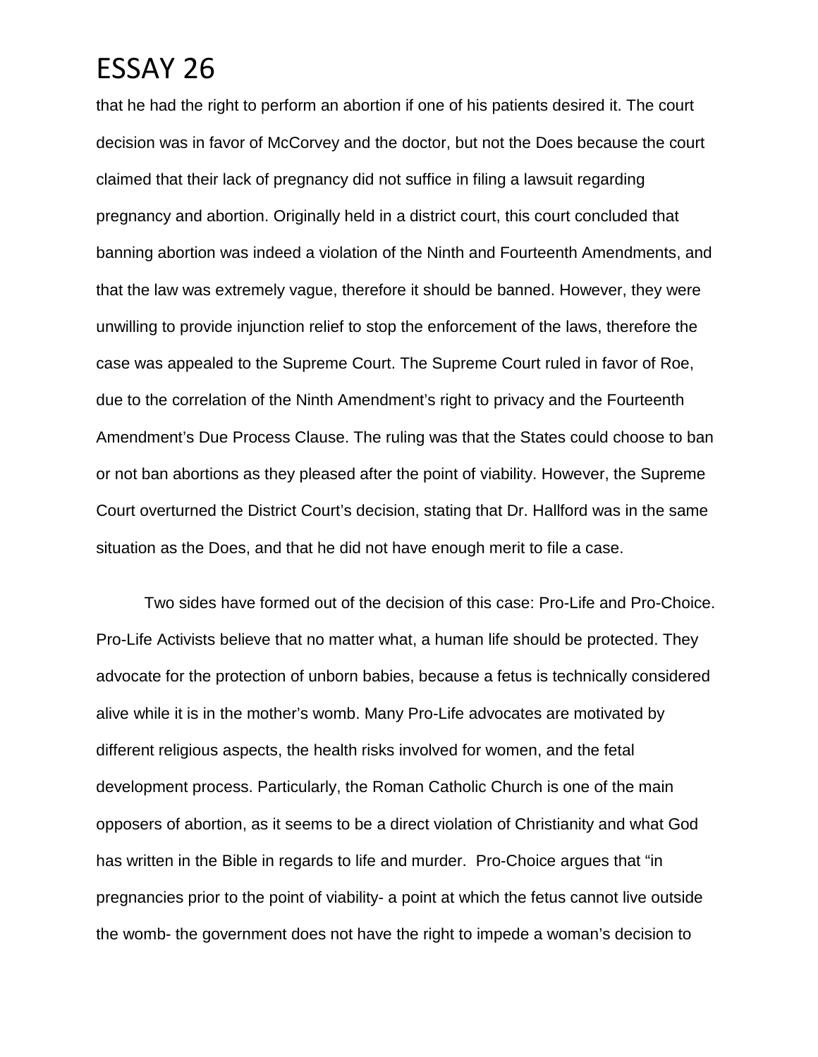that he had the right to perform an abortion if one of his patients desired it. The court decision was in favor of McCorvey and the doctor, but not the Does because the court claimed that their lack of pregnancy did not suffice in filing a lawsuit regarding pregnancy and abortion. Originally held in a district court, this court concluded that banning abortion was indeed a violation of the Ninth and Fourteenth Amendments, and that the law was extremely vague, therefore it should be banned. However, they were unwilling to provide injunction relief to stop the enforcement of the laws, therefore the case was appealed to the Supreme Court. The Supreme Court ruled in favor of Roe, due to the correlation of the Ninth Amendment's right to privacy and the Fourteenth Amendment's Due Process Clause. The ruling was that the States could choose to ban or not ban abortions as they pleased after the point of viability. However, the Supreme Court overturned the District Court's decision, stating that Dr. Hallford was in the same situation as the Does, and that he did not have enough merit to file a case.

Two sides have formed out of the decision of this case: Pro-Life and Pro-Choice. Pro-Life Activists believe that no matter what, a human life should be protected. They advocate for the protection of unborn babies, because a fetus is technically considered alive while it is in the mother's womb. Many Pro-Life advocates are motivated by different religious aspects, the health risks involved for women, and the fetal development process. Particularly, the Roman Catholic Church is one of the main opposers of abortion, as it seems to be a direct violation of Christianity and what God has written in the Bible in regards to life and murder. Pro-Choice argues that "in pregnancies prior to the point of viability- a point at which the fetus cannot live outside the womb- the government does not have the right to impede a woman's decision to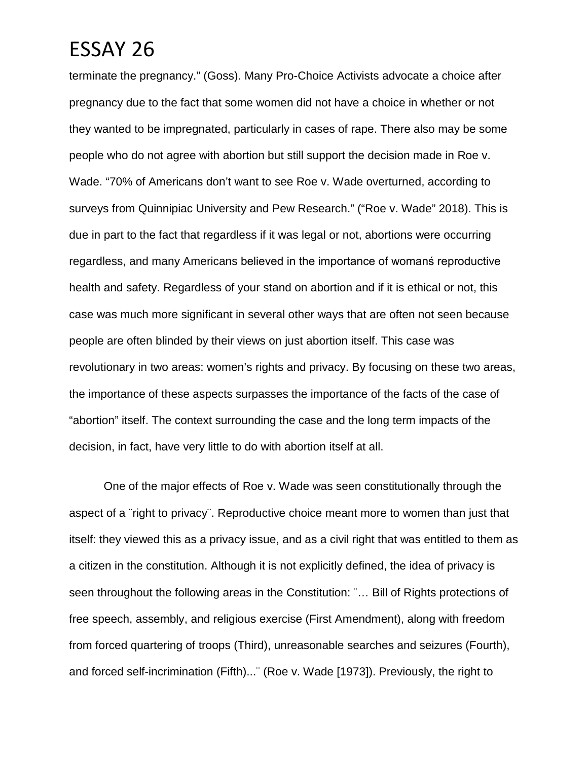terminate the pregnancy." (Goss). Many Pro-Choice Activists advocate a choice after pregnancy due to the fact that some women did not have a choice in whether or not they wanted to be impregnated, particularly in cases of rape. There also may be some people who do not agree with abortion but still support the decision made in Roe v. Wade. "70% of Americans don't want to see Roe v. Wade overturned, according to surveys from Quinnipiac University and Pew Research." ("Roe v. Wade" 2018). This is due in part to the fact that regardless if it was legal or not, abortions were occurring regardless, and many Americans believed in the importance of womanś reproductive health and safety. Regardless of your stand on abortion and if it is ethical or not, this case was much more significant in several other ways that are often not seen because people are often blinded by their views on just abortion itself. This case was revolutionary in two areas: women's rights and privacy. By focusing on these two areas, the importance of these aspects surpasses the importance of the facts of the case of "abortion" itself. The context surrounding the case and the long term impacts of the decision, in fact, have very little to do with abortion itself at all.

One of the major effects of Roe v. Wade was seen constitutionally through the aspect of a ¨right to privacy¨. Reproductive choice meant more to women than just that itself: they viewed this as a privacy issue, and as a civil right that was entitled to them as a citizen in the constitution. Although it is not explicitly defined, the idea of privacy is seen throughout the following areas in the Constitution: ¨… Bill of Rights protections of free speech, assembly, and religious exercise (First Amendment), along with freedom from forced quartering of troops (Third), unreasonable searches and seizures (Fourth), and forced self-incrimination (Fifth)...¨ (Roe v. Wade [1973]). Previously, the right to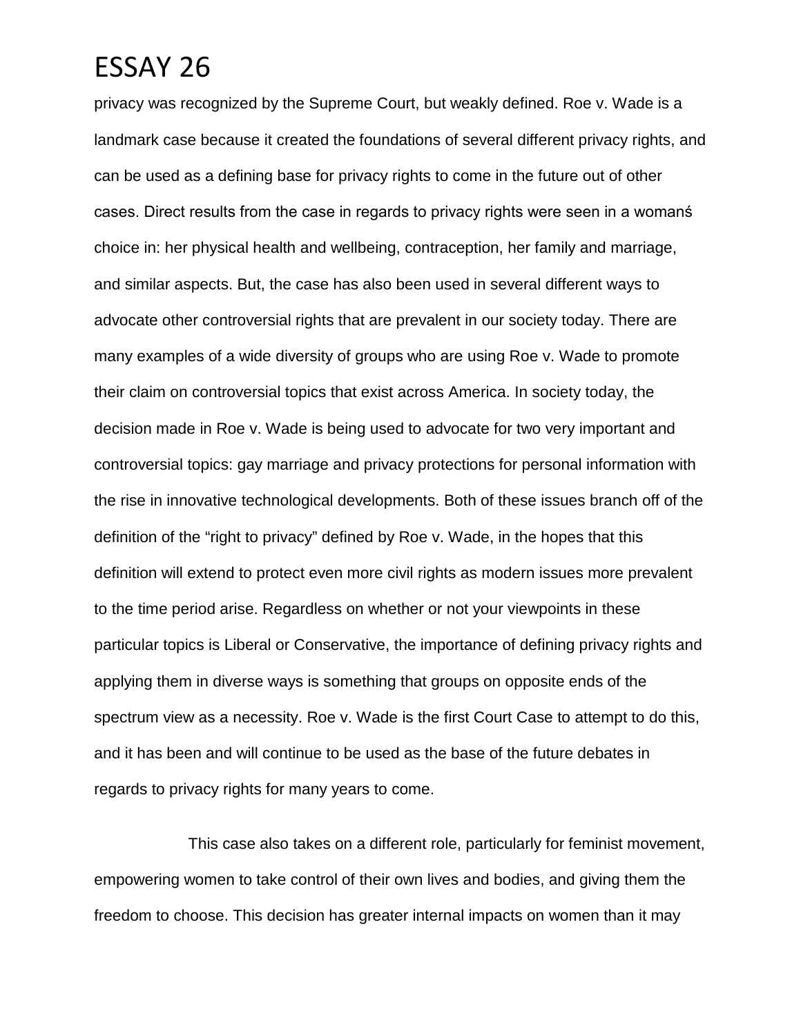privacy was recognized by the Supreme Court, but weakly defined. Roe v. Wade is a landmark case because it created the foundations of several different privacy rights, and can be used as a defining base for privacy rights to come in the future out of other cases. Direct results from the case in regards to privacy rights were seen in a womanś choice in: her physical health and wellbeing, contraception, her family and marriage, and similar aspects. But, the case has also been used in several different ways to advocate other controversial rights that are prevalent in our society today. There are many examples of a wide diversity of groups who are using Roe v. Wade to promote their claim on controversial topics that exist across America. In society today, the decision made in Roe v. Wade is being used to advocate for two very important and controversial topics: gay marriage and privacy protections for personal information with the rise in innovative technological developments. Both of these issues branch off of the definition of the "right to privacy" defined by Roe v. Wade, in the hopes that this definition will extend to protect even more civil rights as modern issues more prevalent to the time period arise. Regardless on whether or not your viewpoints in these particular topics is Liberal or Conservative, the importance of defining privacy rights and applying them in diverse ways is something that groups on opposite ends of the spectrum view as a necessity. Roe v. Wade is the first Court Case to attempt to do this, and it has been and will continue to be used as the base of the future debates in regards to privacy rights for many years to come.

This case also takes on a different role, particularly for feminist movement, empowering women to take control of their own lives and bodies, and giving them the freedom to choose. This decision has greater internal impacts on women than it may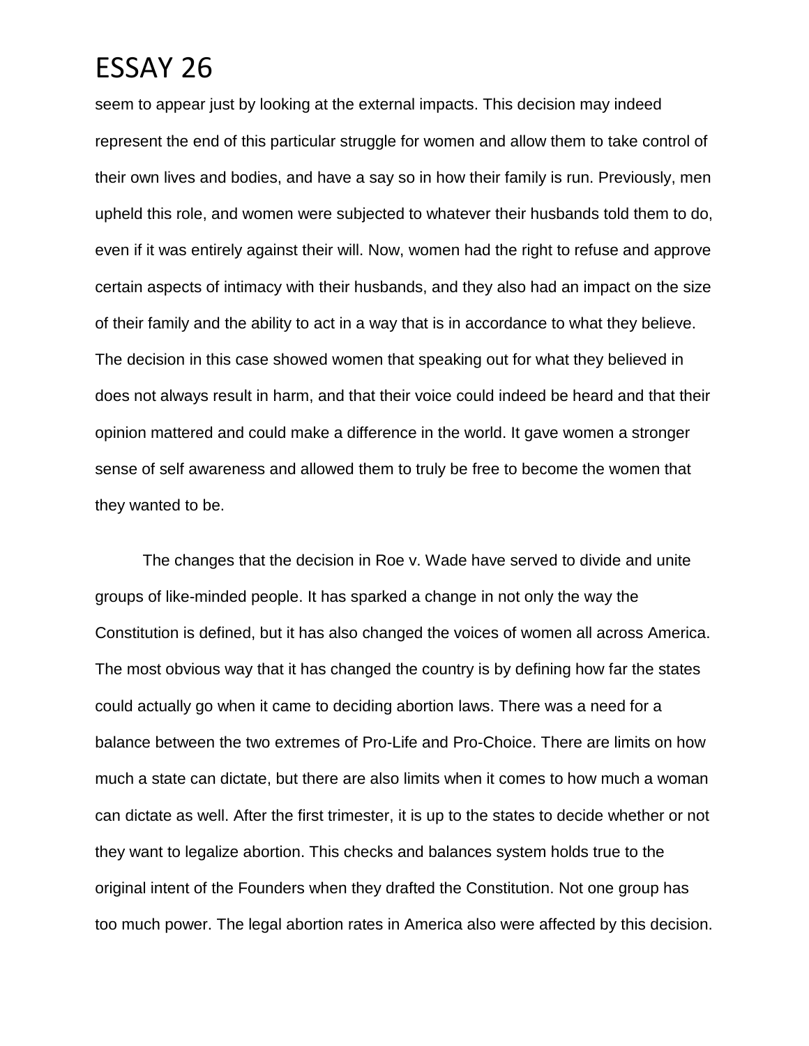seem to appear just by looking at the external impacts. This decision may indeed represent the end of this particular struggle for women and allow them to take control of their own lives and bodies, and have a say so in how their family is run. Previously, men upheld this role, and women were subjected to whatever their husbands told them to do, even if it was entirely against their will. Now, women had the right to refuse and approve certain aspects of intimacy with their husbands, and they also had an impact on the size of their family and the ability to act in a way that is in accordance to what they believe. The decision in this case showed women that speaking out for what they believed in does not always result in harm, and that their voice could indeed be heard and that their opinion mattered and could make a difference in the world. It gave women a stronger sense of self awareness and allowed them to truly be free to become the women that they wanted to be.

The changes that the decision in Roe v. Wade have served to divide and unite groups of like-minded people. It has sparked a change in not only the way the Constitution is defined, but it has also changed the voices of women all across America. The most obvious way that it has changed the country is by defining how far the states could actually go when it came to deciding abortion laws. There was a need for a balance between the two extremes of Pro-Life and Pro-Choice. There are limits on how much a state can dictate, but there are also limits when it comes to how much a woman can dictate as well. After the first trimester, it is up to the states to decide whether or not they want to legalize abortion. This checks and balances system holds true to the original intent of the Founders when they drafted the Constitution. Not one group has too much power. The legal abortion rates in America also were affected by this decision.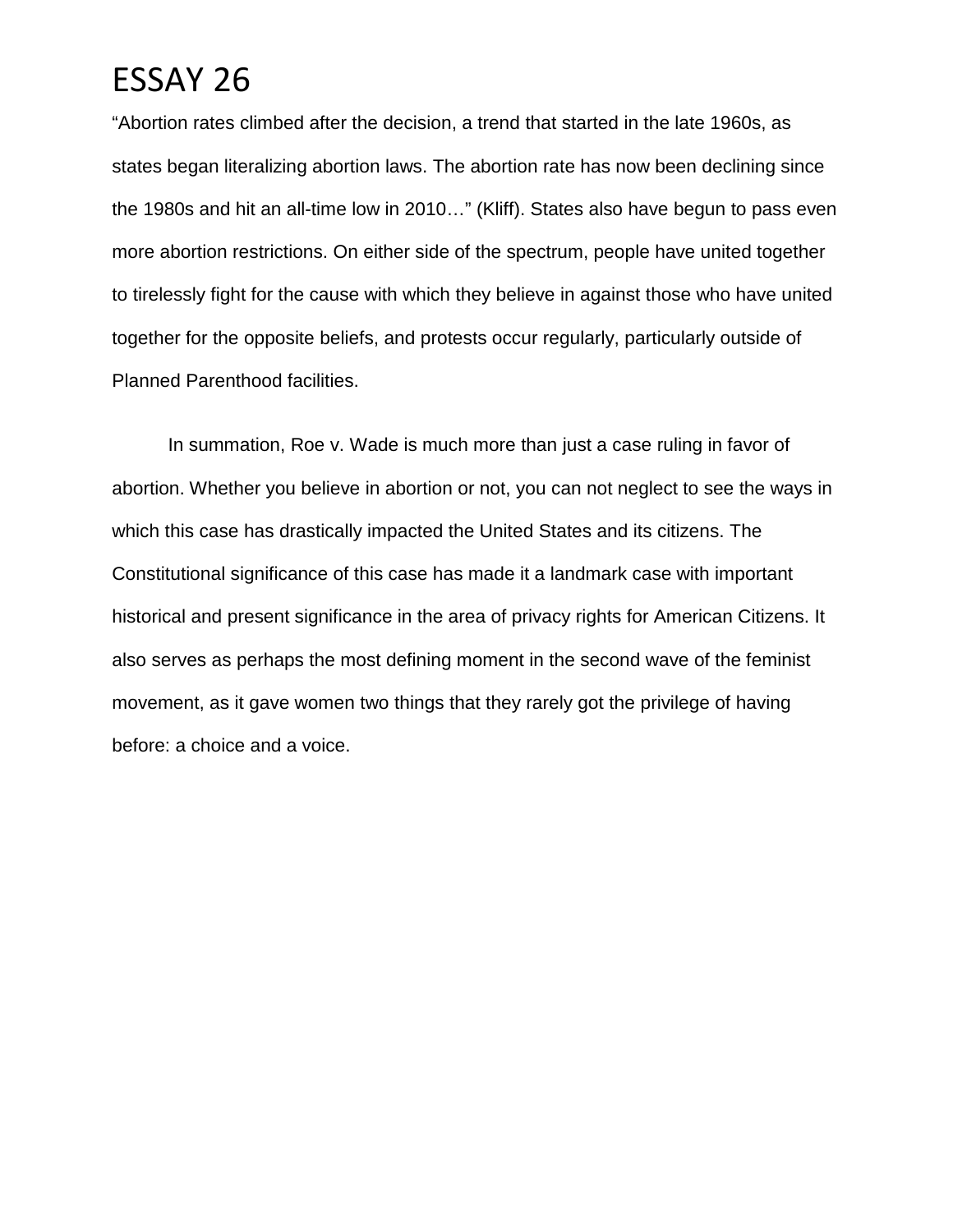# ESSAY 26

"Abortion rates climbed after the decision, a trend that started in the late 1960s, as states began literalizing abortion laws. The abortion rate has now been declining since the 1980s and hit an all-time low in 2010…" (Kliff). States also have begun to pass even more abortion restrictions. On either side of the spectrum, people have united together to tirelessly fight for the cause with which they believe in against those who have united together for the opposite beliefs, and protests occur regularly, particularly outside of Planned Parenthood facilities.

In summation, Roe v. Wade is much more than just a case ruling in favor of abortion. Whether you believe in abortion or not, you can not neglect to see the ways in which this case has drastically impacted the United States and its citizens. The Constitutional significance of this case has made it a landmark case with important historical and present significance in the area of privacy rights for American Citizens. It also serves as perhaps the most defining moment in the second wave of the feminist movement, as it gave women two things that they rarely got the privilege of having before: a choice and a voice.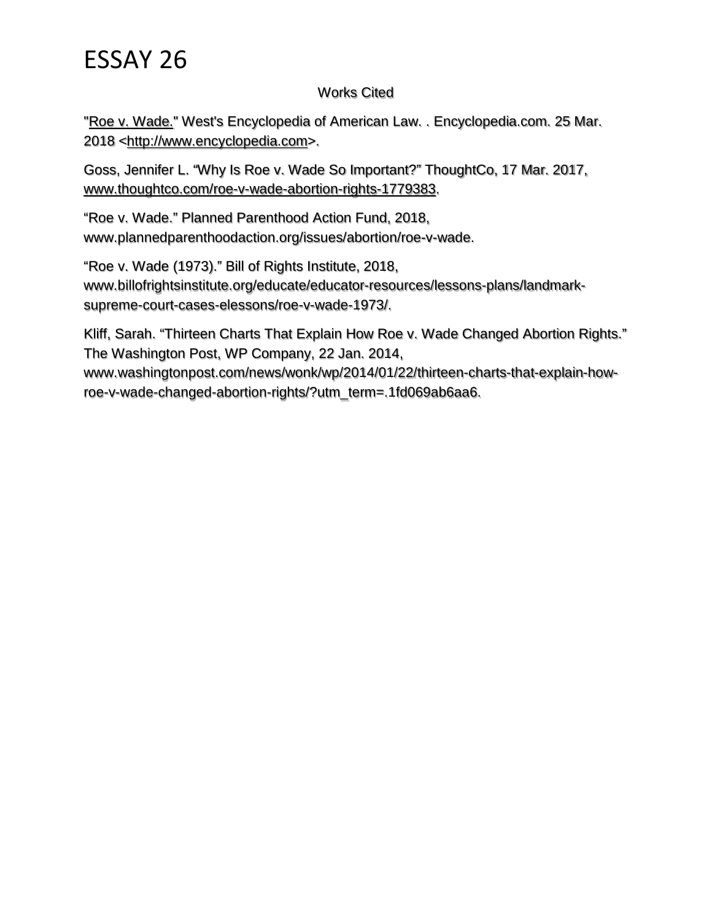# ESSAY 26

Works Cited

"Roe v. Wade." West's Encyclopedia of American Law. . Encyclopedia.com. 25 Mar. 2018 <http://www.encyclopedia.com>.

Goss, Jennifer L. "Why Is Roe v. Wade So Important?" ThoughtCo, 17 Mar. 2017, www.thoughtco.com/roe-v-wade-abortion-rights-1779383.

"Roe v. Wade." Planned Parenthood Action Fund, 2018, www.plannedparenthoodaction.org/issues/abortion/roe-v-wade.

"Roe v. Wade (1973)." Bill of Rights Institute, 2018, www.billofrightsinstitute.org/educate/educator-resources/lessons-plans/landmark-supreme-court-cases-elessons/roe-v-wade-1973/.

Kliff, Sarah. "Thirteen Charts That Explain How Roe v. Wade Changed Abortion Rights." The Washington Post, WP Company, 22 Jan. 2014, www.washingtonpost.com/news/wonk/wp/2014/01/22/thirteen-charts-that-explain-how-roe-v-wade-changed-abortion-rights/?utm_term=.1fd069ab6aa6.